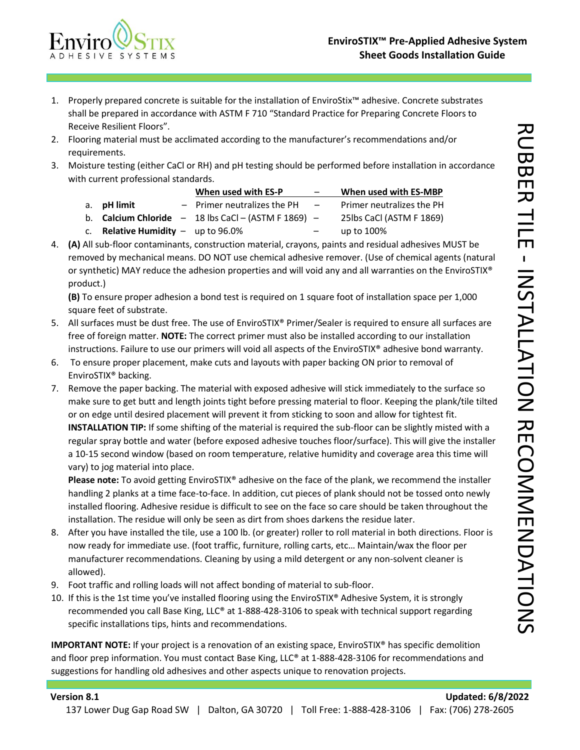# EnviroSTIX™ Pre-Applied Adhesive System
## Sheet Goods Installation Guide

## RUBBER TILE - INSTALLATION RECOMMENDATIONS

1. Properly prepared concrete is suitable for the installation of EnviroStix™ adhesive. Concrete substrates shall be prepared in accordance with ASTM F 710 "Standard Practice for Preparing Concrete Floors to Receive Resilient Floors".
2. Flooring material must be acclimated according to the manufacturer's recommendations and/or requirements.
3. Moisture testing (either CaCl or RH) and pH testing should be performed before installation in accordance with current professional standards.

| | When used with ES-P | When used with ES-MBP |
|---|---|---|
| a. **pH limit** | Primer neutralizes the PH | Primer neutralizes the PH |
| b. **Calcium Chloride** | 18 lbs CaCl – (ASTM F 1869) | 25lbs CaCl (ASTM F 1869) |
| c. **Relative Humidity** | up to 96.0% | up to 100% |

4. **(A)** All sub-floor contaminants, construction material, crayons, paints and residual adhesives MUST be removed by mechanical means. DO NOT use chemical adhesive remover. (Use of chemical agents (natural or synthetic) MAY reduce the adhesion properties and will void any and all warranties on the EnviroSTIX® product.)

   **(B)** To ensure proper adhesion a bond test is required on 1 square foot of installation space per 1,000 square feet of substrate.
5. All surfaces must be dust free. The use of EnviroSTIX® Primer/Sealer is required to ensure all surfaces are free of foreign matter. **NOTE:** The correct primer must also be installed according to our installation instructions. Failure to use our primers will void all aspects of the EnviroSTIX® adhesive bond warranty.
6. To ensure proper placement, make cuts and layouts with paper backing ON prior to removal of EnviroSTIX® backing.
7. Remove the paper backing. The material with exposed adhesive will stick immediately to the surface so make sure to get butt and length joints tight before pressing material to floor. Keeping the plank/tile tilted or on edge until desired placement will prevent it from sticking to soon and allow for tightest fit.

   **INSTALLATION TIP:** If some shifting of the material is required the sub-floor can be slightly misted with a regular spray bottle and water (before exposed adhesive touches floor/surface). This will give the installer a 10-15 second window (based on room temperature, relative humidity and coverage area this time will vary) to jog material into place.

   **Please note:** To avoid getting EnviroSTIX® adhesive on the face of the plank, we recommend the installer handling 2 planks at a time face-to-face. In addition, cut pieces of plank should not be tossed onto newly installed flooring. Adhesive residue is difficult to see on the face so care should be taken throughout the installation. The residue will only be seen as dirt from shoes darkens the residue later.
8. After you have installed the tile, use a 100 lb. (or greater) roller to roll material in both directions. Floor is now ready for immediate use. (foot traffic, furniture, rolling carts, etc… Maintain/wax the floor per manufacturer recommendations. Cleaning by using a mild detergent or any non-solvent cleaner is allowed).
9. Foot traffic and rolling loads will not affect bonding of material to sub-floor.
10. If this is the 1st time you've installed flooring using the EnviroSTIX® Adhesive System, it is strongly recommended you call Base King, LLC® at 1-888-428-3106 to speak with technical support regarding specific installations tips, hints and recommendations.

**IMPORTANT NOTE:** If your project is a renovation of an existing space, EnviroSTIX® has specific demolition and floor prep information. You must contact Base King, LLC® at 1-888-428-3106 for recommendations and suggestions for handling old adhesives and other aspects unique to renovation projects.

**Version 8.1** **Updated: 6/8/2022**

137 Lower Dug Gap Road SW | Dalton, GA 30720 | Toll Free: 1-888-428-3106 | Fax: (706) 278-2605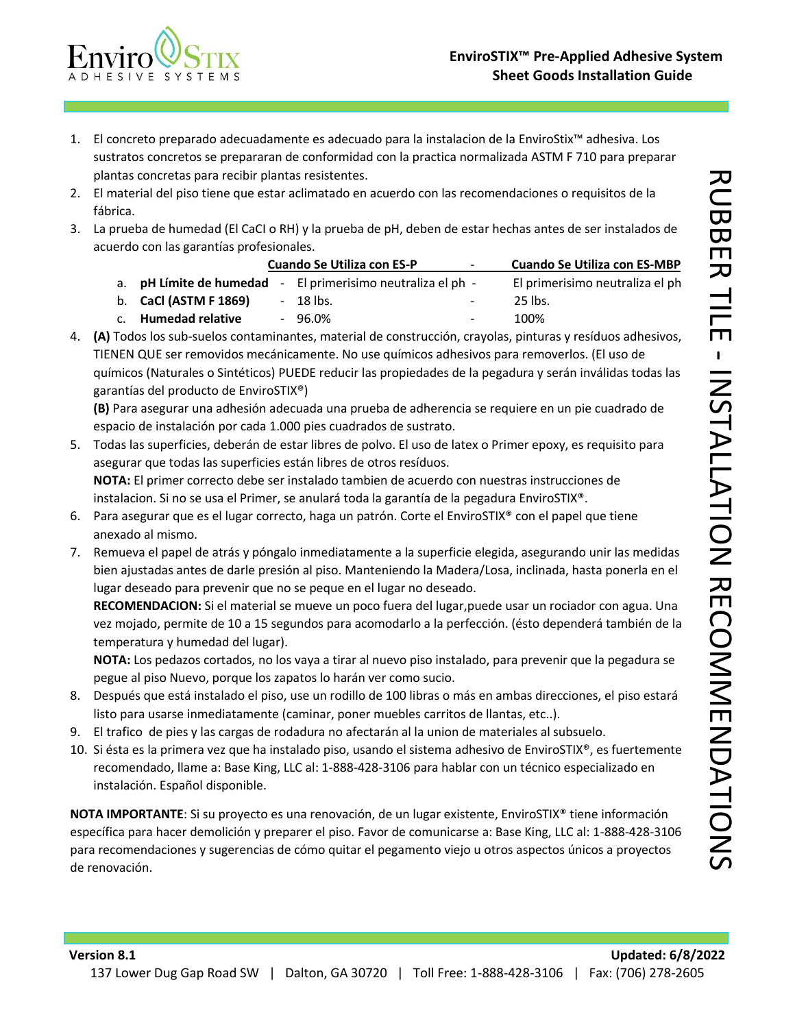# EnviroSTIX™ Pre-Applied Adhesive System
## Sheet Goods Installation Guide

## RUBBER TILE - INSTALLATION RECOMMENDATIONS

1. El concreto preparado adecuadamente es adecuado para la instalacion de la EnviroStix™ adhesiva. Los sustratos concretos se prepararan de conformidad con la practica normalizada ASTM F 710 para preparar plantas concretas para recibir plantas resistentes.
2. El material del piso tiene que estar aclimatado en acuerdo con las recomendaciones o requisitos de la fábrica.
3. La prueba de humedad (El CaCI o RH) y la prueba de pH, deben de estar hechas antes de ser instalados de acuerdo con las garantías profesionales.

| | | Cuando Se Utiliza con ES-P | Cuando Se Utiliza con ES-MBP |
|---|---|---|---|
| a. | **pH Límite de humedad** | El primerisimo neutraliza el ph | El primerisimo neutraliza el ph |
| b. | **CaCl (ASTM F 1869)** | 18 lbs. | 25 lbs. |
| c. | **Humedad relative** | 96.0% | 100% |

4. **(A)** Todos los sub-suelos contaminantes, material de construcción, crayolas, pinturas y resíduos adhesivos, TIENEN QUE ser removidos mecánicamente. No use químicos adhesivos para removerlos. (El uso de químicos (Naturales o Sintéticos) PUEDE reducir las propiedades de la pegadura y serán inválidas todas las garantías del producto de EnviroSTIX®)

   **(B)** Para asegurar una adhesión adecuada una prueba de adherencia se requiere en un pie cuadrado de espacio de instalación por cada 1.000 pies cuadrados de sustrato.
5. Todas las superficies, deberán de estar libres de polvo. El uso de latex o Primer epoxy, es requisito para asegurar que todas las superficies están libres de otros resíduos.

   **NOTA:** El primer correcto debe ser instalado tambien de acuerdo con nuestras instrucciones de instalacion. Si no se usa el Primer, se anulará toda la garantía de la pegadura EnviroSTIX®.
6. Para asegurar que es el lugar correcto, haga un patrón. Corte el EnviroSTIX® con el papel que tiene anexado al mismo.
7. Remueva el papel de atrás y póngalo inmediatamente a la superficie elegida, asegurando unir las medidas bien ajustadas antes de darle presión al piso. Manteniendo la Madera/Losa, inclinada, hasta ponerla en el lugar deseado para prevenir que no se peque en el lugar no deseado.

   **RECOMENDACION:** Si el material se mueve un poco fuera del lugar,puede usar un rociador con agua. Una vez mojado, permite de 10 a 15 segundos para acomodarlo a la perfección. (ésto dependerá también de la temperatura y humedad del lugar).

   **NOTA:** Los pedazos cortados, no los vaya a tirar al nuevo piso instalado, para prevenir que la pegadura se pegue al piso Nuevo, porque los zapatos lo harán ver como sucio.
8. Después que está instalado el piso, use un rodillo de 100 libras o más en ambas direcciones, el piso estará listo para usarse inmediatamente (caminar, poner muebles carritos de llantas, etc..).
9. El trafico de pies y las cargas de rodadura no afectarán al la union de materiales al subsuelo.
10. Si ésta es la primera vez que ha instalado piso, usando el sistema adhesivo de EnviroSTIX®, es fuertemente recomendado, llame a: Base King, LLC al: 1-888-428-3106 para hablar con un técnico especializado en instalación. Español disponible.

**NOTA IMPORTANTE**: Si su proyecto es una renovación, de un lugar existente, EnviroSTIX® tiene información específica para hacer demolición y preparer el piso. Favor de comunicarse a: Base King, LLC al: 1-888-428-3106 para recomendaciones y sugerencias de cómo quitar el pegamento viejo u otros aspectos únicos a proyectos de renovación.

**Version 8.1** **Updated: 6/8/2022**

137 Lower Dug Gap Road SW | Dalton, GA 30720 | Toll Free: 1-888-428-3106 | Fax: (706) 278-2605